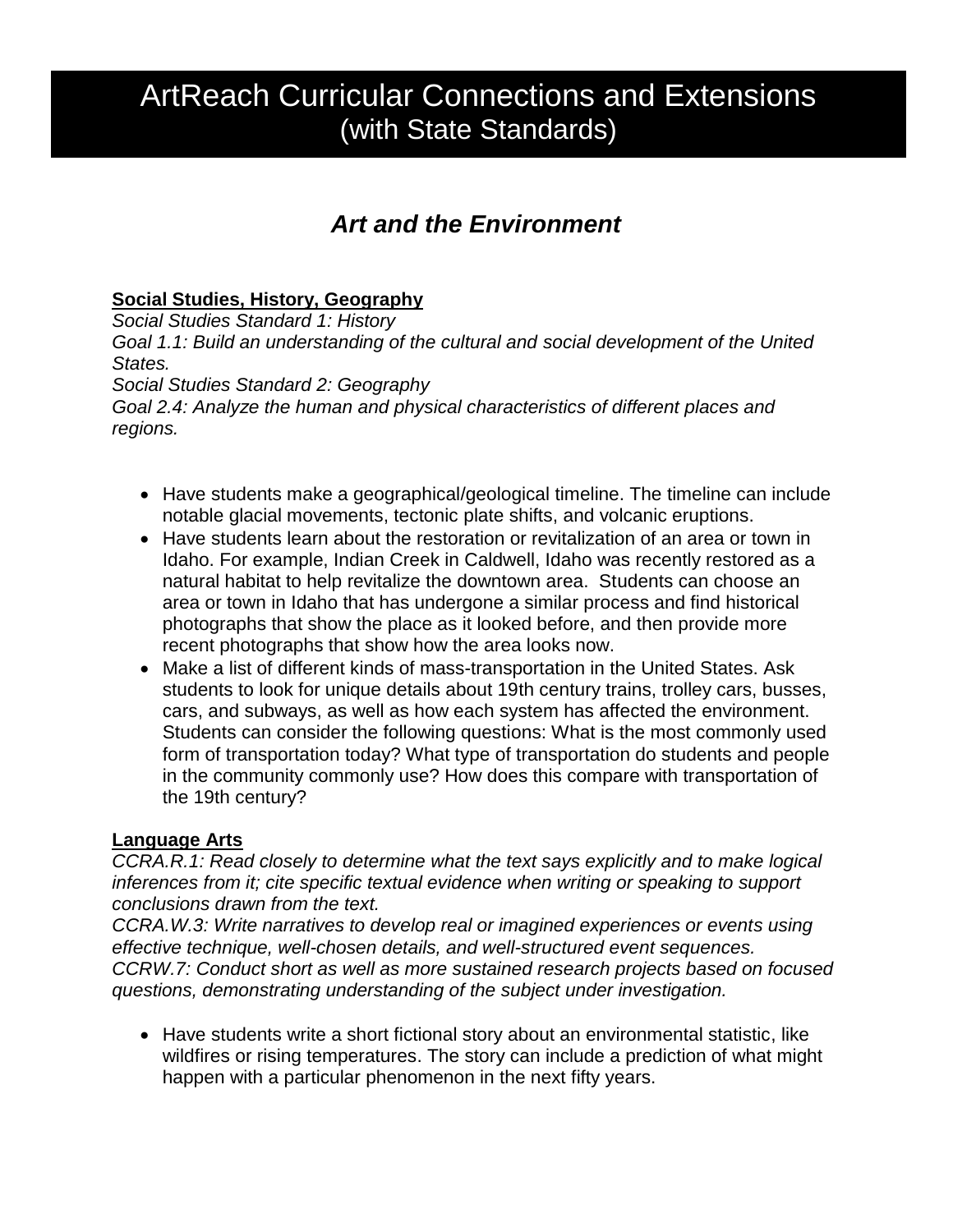# ArtReach Curricular Connections and Extensions (with State Standards)

## *Art and the Environment*

**Social Studies, History, Geography**

*Social Studies Standard 1: History*
*Goal 1.1: Build an understanding of the cultural and social development of the United States.*
*Social Studies Standard 2: Geography*
*Goal 2.4: Analyze the human and physical characteristics of different places and regions.*

- Have students make a geographical/geological timeline. The timeline can include notable glacial movements, tectonic plate shifts, and volcanic eruptions.
- Have students learn about the restoration or revitalization of an area or town in Idaho. For example, Indian Creek in Caldwell, Idaho was recently restored as a natural habitat to help revitalize the downtown area. Students can choose an area or town in Idaho that has undergone a similar process and find historical photographs that show the place as it looked before, and then provide more recent photographs that show how the area looks now.
- Make a list of different kinds of mass-transportation in the United States. Ask students to look for unique details about 19th century trains, trolley cars, busses, cars, and subways, as well as how each system has affected the environment. Students can consider the following questions: What is the most commonly used form of transportation today? What type of transportation do students and people in the community commonly use? How does this compare with transportation of the 19th century?

**Language Arts**

*CCRA.R.1: Read closely to determine what the text says explicitly and to make logical inferences from it; cite specific textual evidence when writing or speaking to support conclusions drawn from the text.*
*CCRA.W.3: Write narratives to develop real or imagined experiences or events using effective technique, well-chosen details, and well-structured event sequences.*
*CCRW.7: Conduct short as well as more sustained research projects based on focused questions, demonstrating understanding of the subject under investigation.*

- Have students write a short fictional story about an environmental statistic, like wildfires or rising temperatures. The story can include a prediction of what might happen with a particular phenomenon in the next fifty years.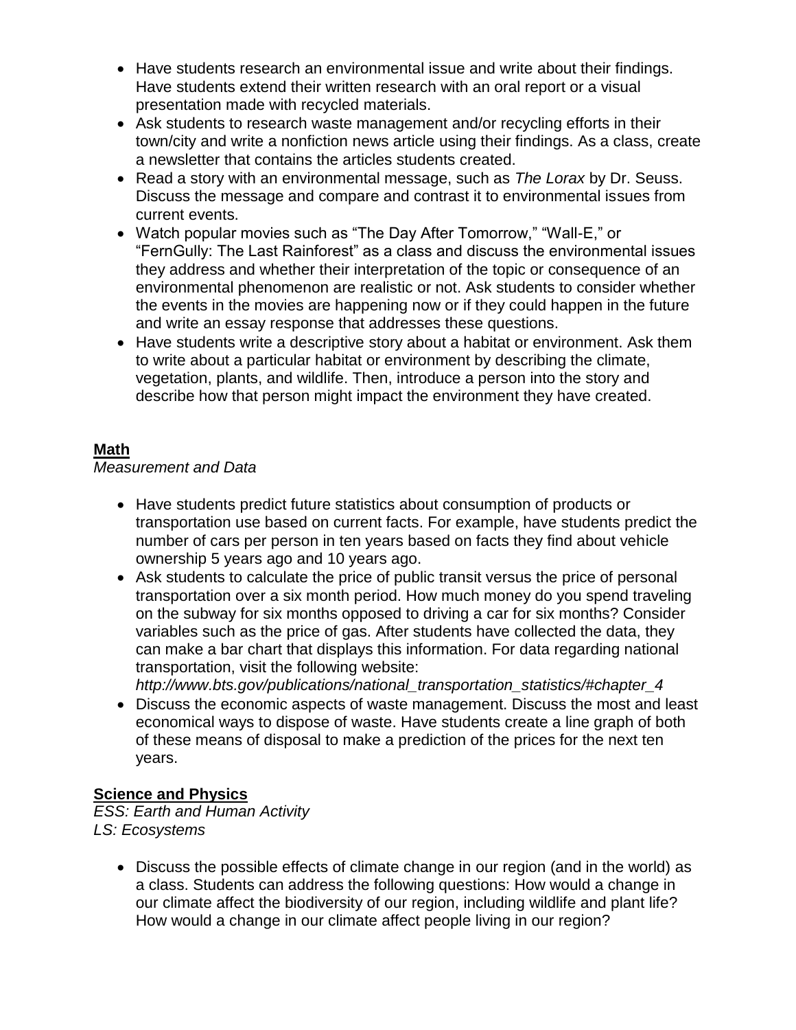- Have students research an environmental issue and write about their findings. Have students extend their written research with an oral report or a visual presentation made with recycled materials.
- Ask students to research waste management and/or recycling efforts in their town/city and write a nonfiction news article using their findings. As a class, create a newsletter that contains the articles students created.
- Read a story with an environmental message, such as *The Lorax* by Dr. Seuss. Discuss the message and compare and contrast it to environmental issues from current events.
- Watch popular movies such as "The Day After Tomorrow," "Wall-E," or "FernGully: The Last Rainforest" as a class and discuss the environmental issues they address and whether their interpretation of the topic or consequence of an environmental phenomenon are realistic or not. Ask students to consider whether the events in the movies are happening now or if they could happen in the future and write an essay response that addresses these questions.
- Have students write a descriptive story about a habitat or environment. Ask them to write about a particular habitat or environment by describing the climate, vegetation, plants, and wildlife. Then, introduce a person into the story and describe how that person might impact the environment they have created.

**Math**

*Measurement and Data*

- Have students predict future statistics about consumption of products or transportation use based on current facts. For example, have students predict the number of cars per person in ten years based on facts they find about vehicle ownership 5 years ago and 10 years ago.
- Ask students to calculate the price of public transit versus the price of personal transportation over a six month period. How much money do you spend traveling on the subway for six months opposed to driving a car for six months? Consider variables such as the price of gas. After students have collected the data, they can make a bar chart that displays this information. For data regarding national transportation, visit the following website: *http://www.bts.gov/publications/national_transportation_statistics/#chapter_4*
- Discuss the economic aspects of waste management. Discuss the most and least economical ways to dispose of waste. Have students create a line graph of both of these means of disposal to make a prediction of the prices for the next ten years.

**Science and Physics**

*ESS: Earth and Human Activity*
*LS: Ecosystems*

- Discuss the possible effects of climate change in our region (and in the world) as a class. Students can address the following questions: How would a change in our climate affect the biodiversity of our region, including wildlife and plant life? How would a change in our climate affect people living in our region?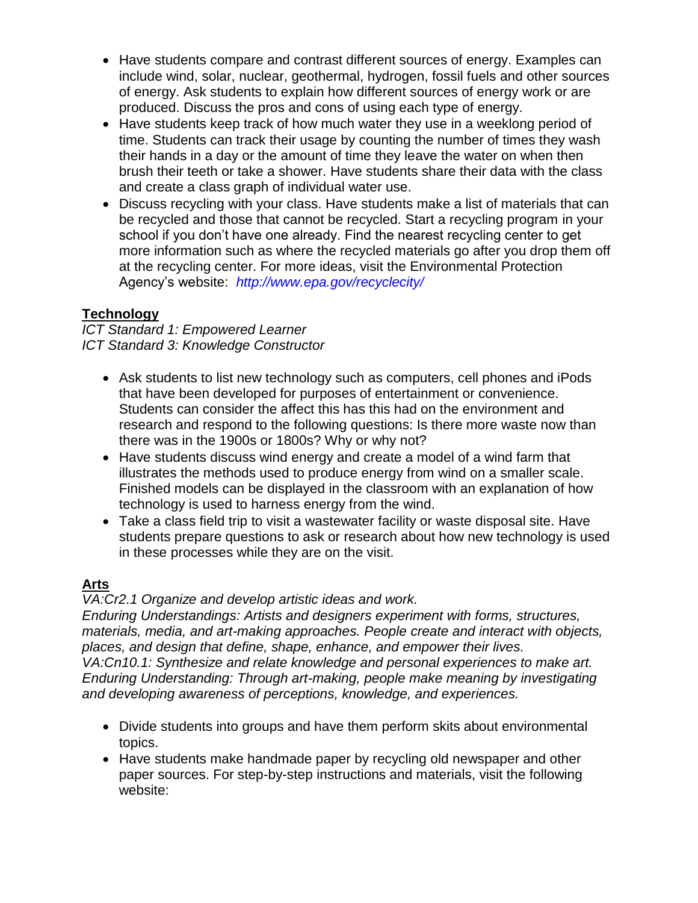- Have students compare and contrast different sources of energy. Examples can include wind, solar, nuclear, geothermal, hydrogen, fossil fuels and other sources of energy. Ask students to explain how different sources of energy work or are produced. Discuss the pros and cons of using each type of energy.
- Have students keep track of how much water they use in a weeklong period of time. Students can track their usage by counting the number of times they wash their hands in a day or the amount of time they leave the water on when then brush their teeth or take a shower. Have students share their data with the class and create a class graph of individual water use.
- Discuss recycling with your class. Have students make a list of materials that can be recycled and those that cannot be recycled. Start a recycling program in your school if you don't have one already. Find the nearest recycling center to get more information such as where the recycled materials go after you drop them off at the recycling center. For more ideas, visit the Environmental Protection Agency's website: *http://www.epa.gov/recyclecity/*

## Technology

*ICT Standard 1: Empowered Learner*
*ICT Standard 3: Knowledge Constructor*

- Ask students to list new technology such as computers, cell phones and iPods that have been developed for purposes of entertainment or convenience. Students can consider the affect this has this had on the environment and research and respond to the following questions: Is there more waste now than there was in the 1900s or 1800s? Why or why not?
- Have students discuss wind energy and create a model of a wind farm that illustrates the methods used to produce energy from wind on a smaller scale. Finished models can be displayed in the classroom with an explanation of how technology is used to harness energy from the wind.
- Take a class field trip to visit a wastewater facility or waste disposal site. Have students prepare questions to ask or research about how new technology is used in these processes while they are on the visit.

## Arts

*VA:Cr2.1 Organize and develop artistic ideas and work.*
*Enduring Understandings: Artists and designers experiment with forms, structures, materials, media, and art-making approaches. People create and interact with objects, places, and design that define, shape, enhance, and empower their lives.*
*VA:Cn10.1: Synthesize and relate knowledge and personal experiences to make art.*
*Enduring Understanding: Through art-making, people make meaning by investigating and developing awareness of perceptions, knowledge, and experiences.*

- Divide students into groups and have them perform skits about environmental topics.
- Have students make handmade paper by recycling old newspaper and other paper sources. For step-by-step instructions and materials, visit the following website: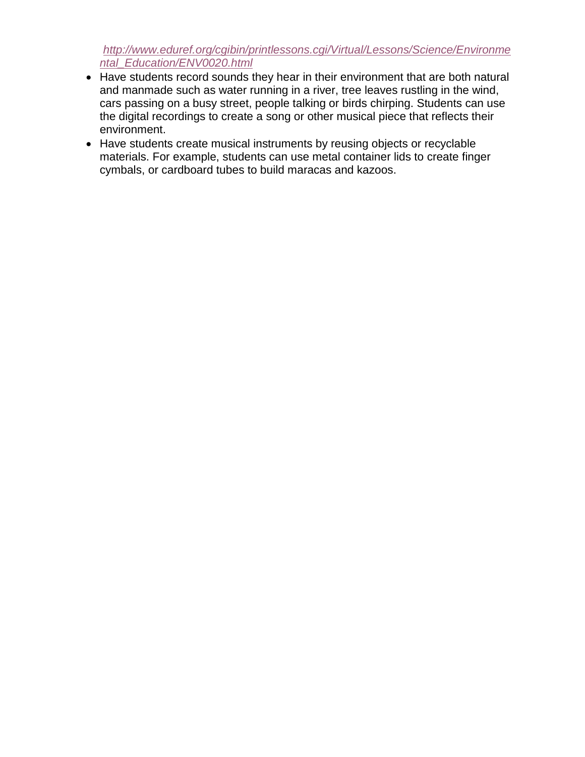http://www.eduref.org/cgibin/printlessons.cgi/Virtual/Lessons/Science/Environmental_Education/ENV0020.html

- Have students record sounds they hear in their environment that are both natural and manmade such as water running in a river, tree leaves rustling in the wind, cars passing on a busy street, people talking or birds chirping. Students can use the digital recordings to create a song or other musical piece that reflects their environment.
- Have students create musical instruments by reusing objects or recyclable materials. For example, students can use metal container lids to create finger cymbals, or cardboard tubes to build maracas and kazoos.